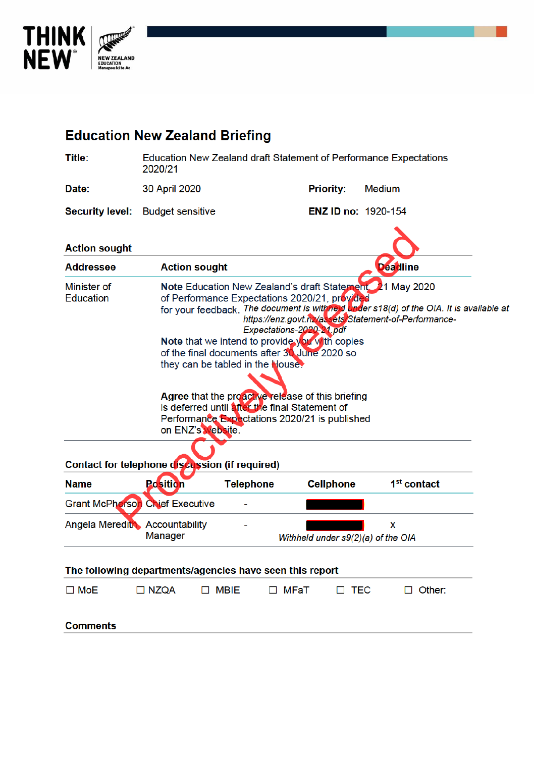# Education New Zealand Briefing

| | | | |
|---|---|---|---|
| **Title:** | Education New Zealand draft Statement of Performance Expectations 2020/21 | | |
| **Date:** | 30 April 2020 | **Priority:** | Medium |
| **Security level:** | Budget sensitive | **ENZ ID no:** | 1920-154 |

## Action sought

| Addressee | Action sought | Deadline |
|---|---|---|
| Minister of Education | **Note** Education New Zealand's draft Statement of Performance Expectations 2020/21, provided for your feedback. *The document is withheld under s18(d) of the OIA. It is available at https://enz.govt.nz/assets/Statement-of-Performance-Expectations-2020-21.pdf*<br><br>**Note** that we intend to provide you with copies of the final documents after 30 June 2020 so they can be tabled in the House.<br><br>**Agree** that the proactive release of this briefing is deferred until after the final Statement of Performance Expectations 2020/21 is published on ENZ's website. | 21 May 2020 |

## Contact for telephone discussion (if required)

| Name | Position | Telephone | Cellphone | 1st contact |
|---|---|---|---|---|
| Grant McPherson | Chief Executive | - | [Withheld] | |
| Angela Meredith | Accountability Manager | - | [Withheld] | x |

*Withheld under s9(2)(a) of the OIA*

## The following departments/agencies have seen this report

☐ MoE ☐ NZQA ☐ MBIE ☐ MFaT ☐ TEC ☐ Other:

## Comments

Proactively released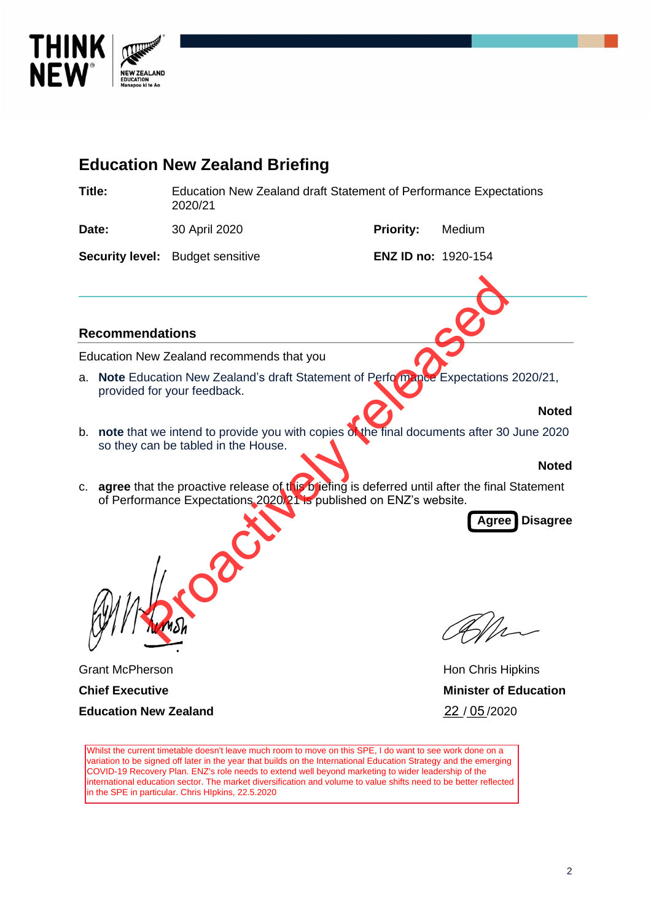# Education New Zealand Briefing

| | | | |
|---|---|---|---|
| **Title:** | Education New Zealand draft Statement of Performance Expectations 2020/21 | | |
| **Date:** | 30 April 2020 | **Priority:** | Medium |
| **Security level:** | Budget sensitive | **ENZ ID no:** | 1920-154 |

Proactively released

## Recommendations

Education New Zealand recommends that you

a. **Note** Education New Zealand's draft Statement of Performance Expectations 2020/21, provided for your feedback.

**Noted**

b. **note** that we intend to provide you with copies of the final documents after 30 June 2020 so they can be tabled in the House.

**Noted**

c. **agree** that the proactive release of this briefing is deferred until after the final Statement of Performance Expectations 2020/21 is published on ENZ's website.

**Agree** (circled) **Disagree**

Grant McPherson
**Chief Executive**
**Education New Zealand**

Hon Chris Hipkins
**Minister of Education**
22 / 05 /2020

Whilst the current timetable doesn't leave much room to move on this SPE, I do want to see work done on a variation to be signed off later in the year that builds on the International Education Strategy and the emerging COVID-19 Recovery Plan. ENZ's role needs to extend well beyond marketing to wider leadership of the international education sector. The market diversification and volume to value shifts need to be better reflected in the SPE in particular. Chris HIpkins, 22.5.2020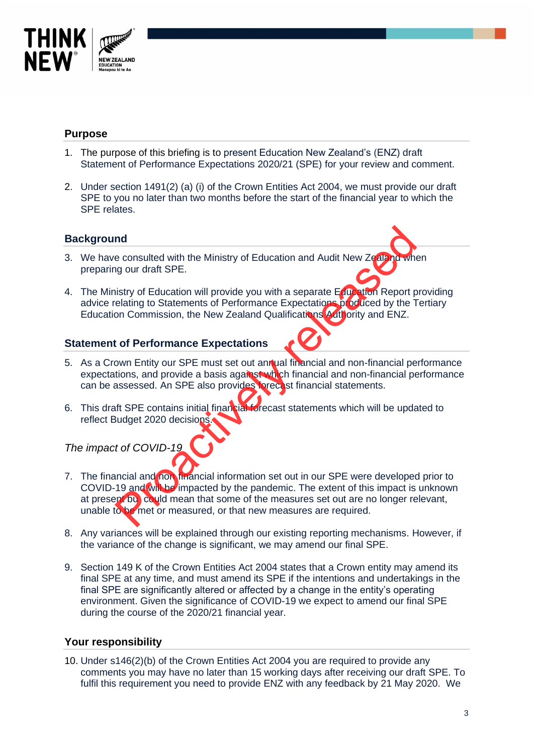## Purpose

1. The purpose of this briefing is to present Education New Zealand's (ENZ) draft Statement of Performance Expectations 2020/21 (SPE) for your review and comment.

2. Under section 1491(2) (a) (i) of the Crown Entities Act 2004, we must provide our draft SPE to you no later than two months before the start of the financial year to which the SPE relates.

## Background

3. We have consulted with the Ministry of Education and Audit New Zealand when preparing our draft SPE.

4. The Ministry of Education will provide you with a separate Education Report providing advice relating to Statements of Performance Expectations produced by the Tertiary Education Commission, the New Zealand Qualifications Authority and ENZ.

## Statement of Performance Expectations

5. As a Crown Entity our SPE must set out annual financial and non-financial performance expectations, and provide a basis against which financial and non-financial performance can be assessed. An SPE also provides forecast financial statements.

6. This draft SPE contains initial financial forecast statements which will be updated to reflect Budget 2020 decisions.

*The impact of COVID-19*

7. The financial and non financial information set out in our SPE were developed prior to COVID-19 and will be impacted by the pandemic. The extent of this impact is unknown at present but could mean that some of the measures set out are no longer relevant, unable to be met or measured, or that new measures are required.

8. Any variances will be explained through our existing reporting mechanisms. However, if the variance of the change is significant, we may amend our final SPE.

9. Section 149 K of the Crown Entities Act 2004 states that a Crown entity may amend its final SPE at any time, and must amend its SPE if the intentions and undertakings in the final SPE are significantly altered or affected by a change in the entity's operating environment. Given the significance of COVID-19 we expect to amend our final SPE during the course of the 2020/21 financial year.

## Your responsibility

10. Under s146(2)(b) of the Crown Entities Act 2004 you are required to provide any comments you may have no later than 15 working days after receiving our draft SPE. To fulfil this requirement you need to provide ENZ with any feedback by 21 May 2020. We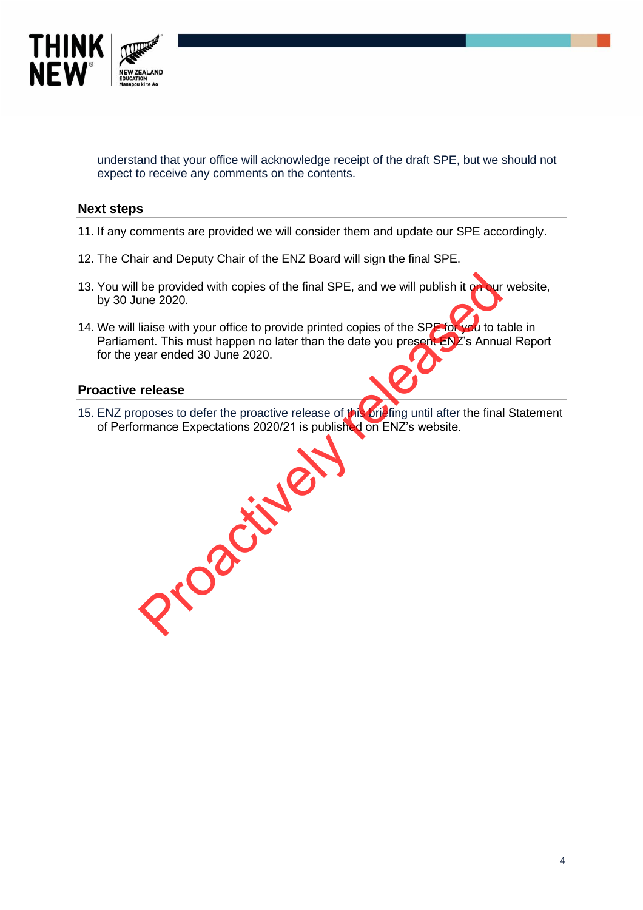understand that your office will acknowledge receipt of the draft SPE, but we should not expect to receive any comments on the contents.

## Next steps

11. If any comments are provided we will consider them and update our SPE accordingly.

12. The Chair and Deputy Chair of the ENZ Board will sign the final SPE.

13. You will be provided with copies of the final SPE, and we will publish it on our website, by 30 June 2020.

14. We will liaise with your office to provide printed copies of the SPE for you to table in Parliament. This must happen no later than the date you present ENZ's Annual Report for the year ended 30 June 2020.

## Proactive release

15. ENZ proposes to defer the proactive release of this briefing until after the final Statement of Performance Expectations 2020/21 is published on ENZ's website.

Proactively released